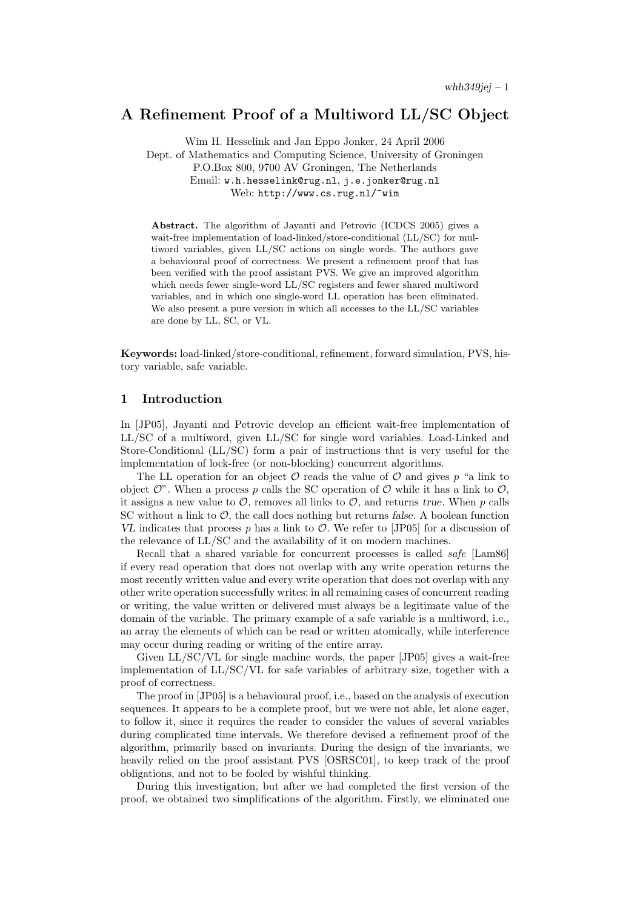# A Refinement Proof of a Multiword LL/SC Object

Wim H. Hesselink and Jan Eppo Jonker, 24 April 2006
Dept. of Mathematics and Computing Science, University of Groningen
P.O.Box 800, 9700 AV Groningen, The Netherlands
Email: w.h.hesselink@rug.nl, j.e.jonker@rug.nl
Web: http://www.cs.rug.nl/~wim

**Abstract.** The algorithm of Jayanti and Petrovic (ICDCS 2005) gives a wait-free implementation of load-linked/store-conditional (LL/SC) for multiword variables, given LL/SC actions on single words. The authors gave a behavioural proof of correctness. We present a refinement proof that has been verified with the proof assistant PVS. We give an improved algorithm which needs fewer single-word LL/SC registers and fewer shared multiword variables, and in which one single-word LL operation has been eliminated. We also present a pure version in which all accesses to the LL/SC variables are done by LL, SC, or VL.

**Keywords:** load-linked/store-conditional, refinement, forward simulation, PVS, history variable, safe variable.

## 1 Introduction

In [JP05], Jayanti and Petrovic develop an efficient wait-free implementation of LL/SC of a multiword, given LL/SC for single word variables. Load-Linked and Store-Conditional (LL/SC) form a pair of instructions that is very useful for the implementation of lock-free (or non-blocking) concurrent algorithms.

The LL operation for an object $\mathcal{O}$ reads the value of $\mathcal{O}$ and gives $p$ "a link to object $\mathcal{O}$". When a process $p$ calls the SC operation of $\mathcal{O}$ while it has a link to $\mathcal{O}$, it assigns a new value to $\mathcal{O}$, removes all links to $\mathcal{O}$, and returns *true*. When $p$ calls SC without a link to $\mathcal{O}$, the call does nothing but returns *false*. A boolean function *VL* indicates that process $p$ has a link to $\mathcal{O}$. We refer to [JP05] for a discussion of the relevance of LL/SC and the availability of it on modern machines.

Recall that a shared variable for concurrent processes is called *safe* [Lam86] if every read operation that does not overlap with any write operation returns the most recently written value and every write operation that does not overlap with any other write operation successfully writes; in all remaining cases of concurrent reading or writing, the value written or delivered must always be a legitimate value of the domain of the variable. The primary example of a safe variable is a multiword, i.e., an array the elements of which can be read or written atomically, while interference may occur during reading or writing of the entire array.

Given LL/SC/VL for single machine words, the paper [JP05] gives a wait-free implementation of LL/SC/VL for safe variables of arbitrary size, together with a proof of correctness.

The proof in [JP05] is a behavioural proof, i.e., based on the analysis of execution sequences. It appears to be a complete proof, but we were not able, let alone eager, to follow it, since it requires the reader to consider the values of several variables during complicated time intervals. We therefore devised a refinement proof of the algorithm, primarily based on invariants. During the design of the invariants, we heavily relied on the proof assistant PVS [OSRSC01], to keep track of the proof obligations, and not to be fooled by wishful thinking.

During this investigation, but after we had completed the first version of the proof, we obtained two simplifications of the algorithm. Firstly, we eliminated one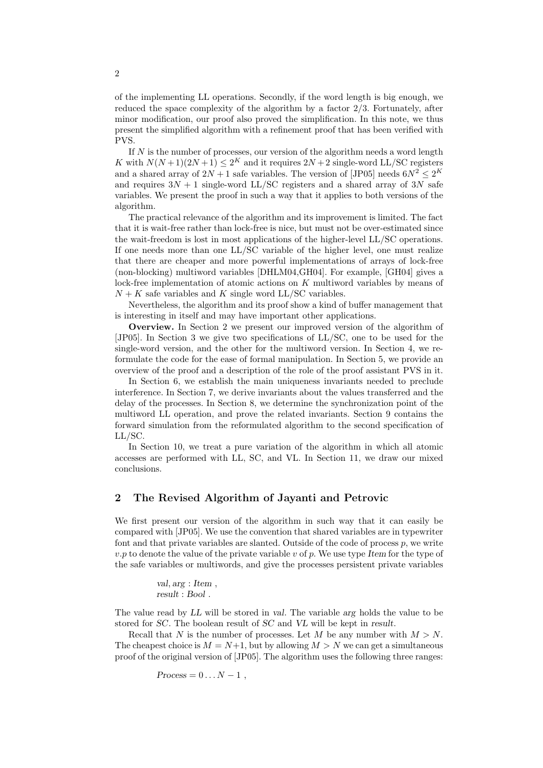of the implementing LL operations. Secondly, if the word length is big enough, we reduced the space complexity of the algorithm by a factor 2/3. Fortunately, after minor modification, our proof also proved the simplification. In this note, we thus present the simplified algorithm with a refinement proof that has been verified with PVS.

If $N$ is the number of processes, our version of the algorithm needs a word length $K$ with $N(N+1)(2N+1) \leq 2^K$ and it requires $2N+2$ single-word LL/SC registers and a shared array of $2N+1$ safe variables. The version of [JP05] needs $6N^2 \leq 2^K$ and requires $3N+1$ single-word LL/SC registers and a shared array of $3N$ safe variables. We present the proof in such a way that it applies to both versions of the algorithm.

The practical relevance of the algorithm and its improvement is limited. The fact that it is wait-free rather than lock-free is nice, but must not be over-estimated since the wait-freedom is lost in most applications of the higher-level LL/SC operations. If one needs more than one LL/SC variable of the higher level, one must realize that there are cheaper and more powerful implementations of arrays of lock-free (non-blocking) multiword variables [DHLM04,GH04]. For example, [GH04] gives a lock-free implementation of atomic actions on $K$ multiword variables by means of $N+K$ safe variables and $K$ single word LL/SC variables.

Nevertheless, the algorithm and its proof show a kind of buffer management that is interesting in itself and may have important other applications.

**Overview.** In Section 2 we present our improved version of the algorithm of [JP05]. In Section 3 we give two specifications of LL/SC, one to be used for the single-word version, and the other for the multiword version. In Section 4, we reformulate the code for the ease of formal manipulation. In Section 5, we provide an overview of the proof and a description of the role of the proof assistant PVS in it.

In Section 6, we establish the main uniqueness invariants needed to preclude interference. In Section 7, we derive invariants about the values transferred and the delay of the processes. In Section 8, we determine the synchronization point of the multiword LL operation, and prove the related invariants. Section 9 contains the forward simulation from the reformulated algorithm to the second specification of LL/SC.

In Section 10, we treat a pure variation of the algorithm in which all atomic accesses are performed with LL, SC, and VL. In Section 11, we draw our mixed conclusions.

## 2 The Revised Algorithm of Jayanti and Petrovic

We first present our version of the algorithm in such way that it can easily be compared with [JP05]. We use the convention that shared variables are in typewriter font and that private variables are slanted. Outside of the code of process $p$, we write $v.p$ to denote the value of the private variable $v$ of $p$. We use type *Item* for the type of the safe variables or multiwords, and give the processes persistent private variables

$$val, arg : Item\ ,$$
$$result : Bool\ .$$

The value read by *LL* will be stored in *val*. The variable *arg* holds the value to be stored for *SC*. The boolean result of *SC* and *VL* will be kept in *result*.

Recall that $N$ is the number of processes. Let $M$ be any number with $M > N$. The cheapest choice is $M = N+1$, but by allowing $M > N$ we can get a simultaneous proof of the original version of [JP05]. The algorithm uses the following three ranges:

$$Process = 0 \ldots N-1\ ,$$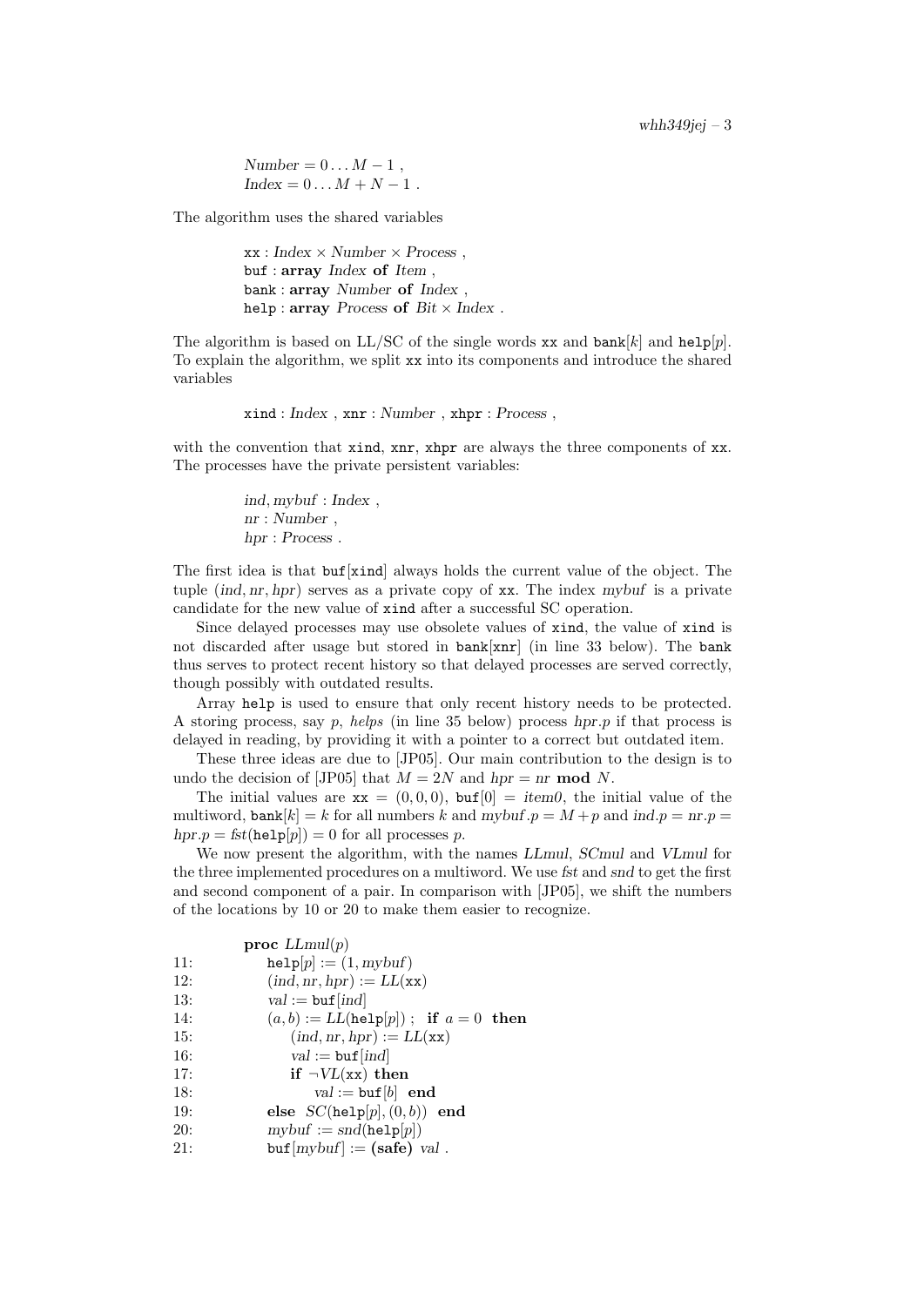$$Number = 0 \ldots M-1 \;,$$
$$Index = 0 \ldots M+N-1 \;.$$

The algorithm uses the shared variables

$$\texttt{xx} : Index \times Number \times Process \;,$$
$$\texttt{buf} : \textbf{array}\; Index \;\textbf{of}\; Item \;,$$
$$\texttt{bank} : \textbf{array}\; Number \;\textbf{of}\; Index \;,$$
$$\texttt{help} : \textbf{array}\; Process \;\textbf{of}\; Bit \times Index \;.$$

The algorithm is based on LL/SC of the single words `xx` and $\texttt{bank}[k]$ and $\texttt{help}[p]$. To explain the algorithm, we split `xx` into its components and introduce the shared variables

$$\texttt{xind} : Index \;,\; \texttt{xnr} : Number \;,\; \texttt{xhpr} : Process \;,$$

with the convention that `xind`, `xnr`, `xhpr` are always the three components of `xx`. The processes have the private persistent variables:

$$ind, mybuf : Index \;,$$
$$nr : Number \;,$$
$$hpr : Process \;.$$

The first idea is that $\texttt{buf}[\texttt{xind}]$ always holds the current value of the object. The tuple $(ind, nr, hpr)$ serves as a private copy of `xx`. The index *mybuf* is a private candidate for the new value of `xind` after a successful SC operation.

Since delayed processes may use obsolete values of `xind`, the value of `xind` is not discarded after usage but stored in $\texttt{bank}[\texttt{xnr}]$ (in line 33 below). The `bank` thus serves to protect recent history so that delayed processes are served correctly, though possibly with outdated results.

Array `help` is used to ensure that only recent history needs to be protected. A storing process, say $p$, *helps* (in line 35 below) process $hpr.p$ if that process is delayed in reading, by providing it with a pointer to a correct but outdated item.

These three ideas are due to [JP05]. Our main contribution to the design is to undo the decision of [JP05] that $M = 2N$ and $hpr = nr \;\textbf{mod}\; N$.

The initial values are $\texttt{xx} = (0, 0, 0)$, $\texttt{buf}[0] = item0$, the initial value of the multiword, $\texttt{bank}[k] = k$ for all numbers $k$ and $mybuf.p = M + p$ and $ind.p = nr.p = hpr.p = fst(\texttt{help}[p]) = 0$ for all processes $p$.

We now present the algorithm, with the names *LLmul*, *SCmul* and *VLmul* for the three implemented procedures on a multiword. We use *fst* and *snd* to get the first and second component of a pair. In comparison with [JP05], we shift the numbers of the locations by 10 or 20 to make them easier to recognize.

```
    proc LLmul(p)
11:     help[p] := (1, mybuf)
12:     (ind, nr, hpr) := LL(xx)
13:     val := buf[ind]
14:     (a, b) := LL(help[p]) ;  if a = 0  then
15:         (ind, nr, hpr) := LL(xx)
16:         val := buf[ind]
17:         if ¬VL(xx) then
18:             val := buf[b]  end
19:     else  SC(help[p], (0, b))  end
20:     mybuf := snd(help[p])
21:     buf[mybuf] := (safe) val .
```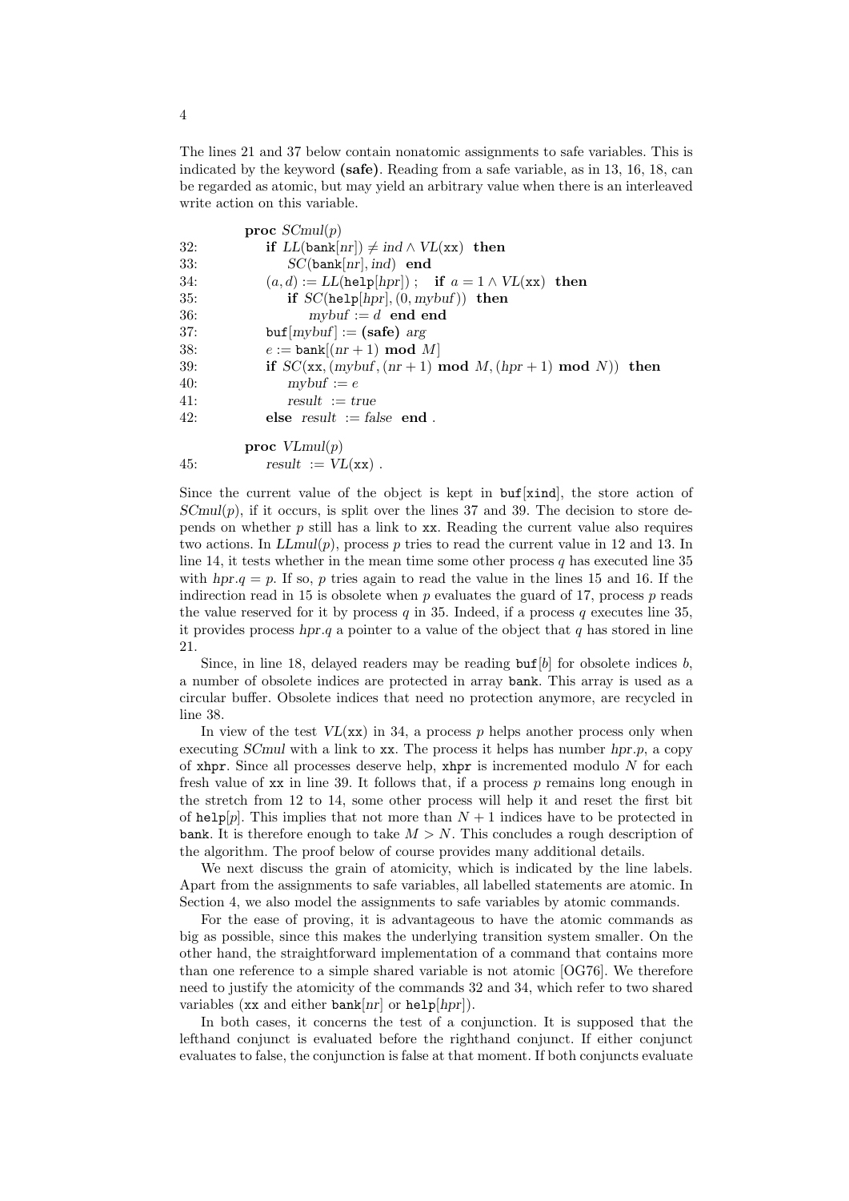The lines 21 and 37 below contain nonatomic assignments to safe variables. This is indicated by the keyword **(safe)**. Reading from a safe variable, as in 13, 16, 18, can be regarded as atomic, but may yield an arbitrary value when there is an interleaved write action on this variable.

```
        proc SCmul(p)
32:         if LL(bank[nr]) ≠ ind ∧ VL(xx)  then
33:             SC(bank[nr], ind)  end
34:         (a, d) := LL(help[hpr]) ;   if a = 1 ∧ VL(xx)  then
35:             if SC(help[hpr], (0, mybuf))  then
36:                 mybuf := d  end end
37:         buf[mybuf] := (safe) arg
38:         e := bank[(nr + 1) mod M]
39:         if SC(xx, (mybuf, (nr + 1) mod M, (hpr + 1) mod N))  then
40:             mybuf := e
41:             result := true
42:         else  result := false  end .

        proc VLmul(p)
45:         result := VL(xx) .
```

Since the current value of the object is kept in buf[xind], the store action of $SCmul(p)$, if it occurs, is split over the lines 37 and 39. The decision to store depends on whether $p$ still has a link to xx. Reading the current value also requires two actions. In $LLmul(p)$, process $p$ tries to read the current value in 12 and 13. In line 14, it tests whether in the mean time some other process $q$ has executed line 35 with $hpr.q = p$. If so, $p$ tries again to read the value in the lines 15 and 16. If the indirection read in 15 is obsolete when $p$ evaluates the guard of 17, process $p$ reads the value reserved for it by process $q$ in 35. Indeed, if a process $q$ executes line 35, it provides process $hpr.q$ a pointer to a value of the object that $q$ has stored in line 21.

Since, in line 18, delayed readers may be reading buf[$b$] for obsolete indices $b$, a number of obsolete indices are protected in array bank. This array is used as a circular buffer. Obsolete indices that need no protection anymore, are recycled in line 38.

In view of the test $VL(\mathtt{xx})$ in 34, a process $p$ helps another process only when executing $SCmul$ with a link to xx. The process it helps has number $hpr.p$, a copy of xhpr. Since all processes deserve help, xhpr is incremented modulo $N$ for each fresh value of xx in line 39. It follows that, if a process $p$ remains long enough in the stretch from 12 to 14, some other process will help it and reset the first bit of help[$p$]. This implies that not more than $N + 1$ indices have to be protected in bank. It is therefore enough to take $M > N$. This concludes a rough description of the algorithm. The proof below of course provides many additional details.

We next discuss the grain of atomicity, which is indicated by the line labels. Apart from the assignments to safe variables, all labelled statements are atomic. In Section 4, we also model the assignments to safe variables by atomic commands.

For the ease of proving, it is advantageous to have the atomic commands as big as possible, since this makes the underlying transition system smaller. On the other hand, the straightforward implementation of a command that contains more than one reference to a simple shared variable is not atomic [OG76]. We therefore need to justify the atomicity of the commands 32 and 34, which refer to two shared variables (xx and either bank[$nr$] or help[$hpr$]).

In both cases, it concerns the test of a conjunction. It is supposed that the lefthand conjunct is evaluated before the righthand conjunct. If either conjunct evaluates to false, the conjunction is false at that moment. If both conjuncts evaluate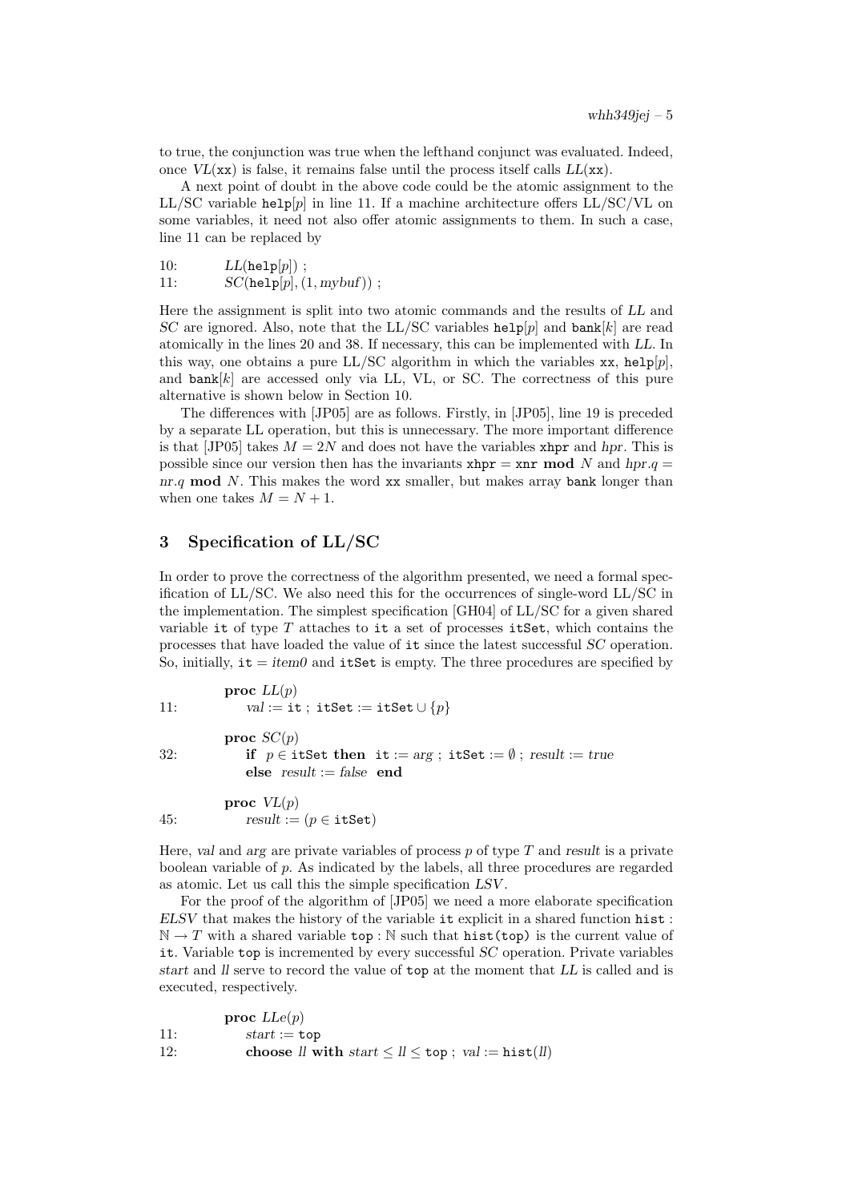to true, the conjunction was true when the lefthand conjunct was evaluated. Indeed, once $VL(\texttt{xx})$ is false, it remains false until the process itself calls $LL(\texttt{xx})$.

A next point of doubt in the above code could be the atomic assignment to the LL/SC variable $\texttt{help}[p]$ in line 11. If a machine architecture offers LL/SC/VL on some variables, it need not also offer atomic assignments to them. In such a case, line 11 can be replaced by

```
10:        LL(help[p]) ;
11:        SC(help[p], (1, mybuf)) ;
```

Here the assignment is split into two atomic commands and the results of $LL$ and $SC$ are ignored. Also, note that the LL/SC variables $\texttt{help}[p]$ and $\texttt{bank}[k]$ are read atomically in the lines 20 and 38. If necessary, this can be implemented with $LL$. In this way, one obtains a pure LL/SC algorithm in which the variables $\texttt{xx}$, $\texttt{help}[p]$, and $\texttt{bank}[k]$ are accessed only via LL, VL, or SC. The correctness of this pure alternative is shown below in Section 10.

The differences with [JP05] are as follows. Firstly, in [JP05], line 19 is preceded by a separate LL operation, but this is unnecessary. The more important difference is that [JP05] takes $M = 2N$ and does not have the variables $\texttt{xhpr}$ and $hpr$. This is possible since our version then has the invariants $\texttt{xhpr} = \texttt{xnr} \textbf{ mod } N$ and $hpr.q = nr.q \textbf{ mod } N$. This makes the word $\texttt{xx}$ smaller, but makes array $\texttt{bank}$ longer than when one takes $M = N + 1$.

## 3 Specification of LL/SC

In order to prove the correctness of the algorithm presented, we need a formal specification of LL/SC. We also need this for the occurrences of single-word LL/SC in the implementation. The simplest specification [GH04] of LL/SC for a given shared variable $\texttt{it}$ of type $T$ attaches to $\texttt{it}$ a set of processes $\texttt{itSet}$, which contains the processes that have loaded the value of $\texttt{it}$ since the latest successful $SC$ operation. So, initially, $\texttt{it} = item0$ and $\texttt{itSet}$ is empty. The three procedures are specified by

```
       proc LL(p)
11:        val := it ; itSet := itSet ∪ {p}

       proc SC(p)
32:        if p ∈ itSet then it := arg ; itSet := ∅ ; result := true
           else result := false end

       proc VL(p)
45:        result := (p ∈ itSet)
```

Here, $val$ and $arg$ are private variables of process $p$ of type $T$ and $result$ is a private boolean variable of $p$. As indicated by the labels, all three procedures are regarded as atomic. Let us call this the simple specification $LSV$.

For the proof of the algorithm of [JP05] we need a more elaborate specification $ELSV$ that makes the history of the variable $\texttt{it}$ explicit in a shared function $\texttt{hist} : \mathbb{N} \to T$ with a shared variable $\texttt{top} : \mathbb{N}$ such that $\texttt{hist(top)}$ is the current value of $\texttt{it}$. Variable $\texttt{top}$ is incremented by every successful $SC$ operation. Private variables $start$ and $ll$ serve to record the value of $\texttt{top}$ at the moment that $LL$ is called and is executed, respectively.

```
       proc LLe(p)
11:        start := top
12:        choose ll with start ≤ ll ≤ top ; val := hist(ll)
```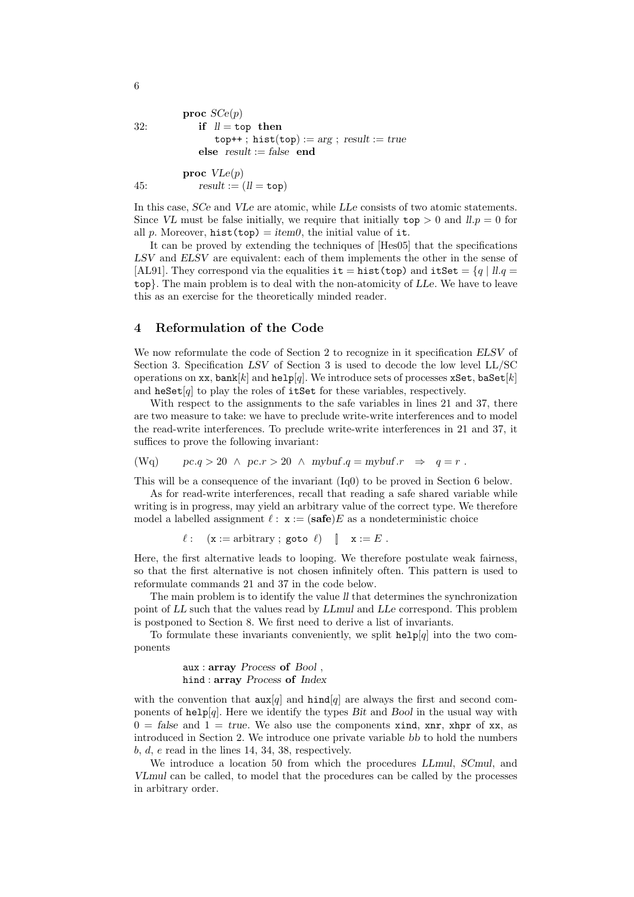```
          proc SCe(p)
32:           if  ll = top  then
                  top++ ; hist(top) := arg ; result := true
              else  result := false  end

          proc VLe(p)
45:           result := (ll = top)
```

In this case, *SCe* and *VLe* are atomic, while *LLe* consists of two atomic statements. Since *VL* must be false initially, we require that initially $\mathtt{top} > 0$ and $ll.p = 0$ for all $p$. Moreover, $\mathtt{hist(top)} = item0$, the initial value of `it`.

It can be proved by extending the techniques of [Hes05] that the specifications *LSV* and *ELSV* are equivalent: each of them implements the other in the sense of [AL91]. They correspond via the equalities $\mathtt{it} = \mathtt{hist(top)}$ and $\mathtt{itSet} = \{q \mid ll.q = \mathtt{top}\}$. The main problem is to deal with the non-atomicity of *LLe*. We have to leave this as an exercise for the theoretically minded reader.

## 4 Reformulation of the Code

We now reformulate the code of Section 2 to recognize in it specification *ELSV* of Section 3. Specification *LSV* of Section 3 is used to decode the low level LL/SC operations on `xx`, $\mathtt{bank}[k]$ and $\mathtt{help}[q]$. We introduce sets of processes `xSet`, $\mathtt{baSet}[k]$ and $\mathtt{heSet}[q]$ to play the roles of `itSet` for these variables, respectively.

With respect to the assignments to the safe variables in lines 21 and 37, there are two measure to take: we have to preclude write-write interferences and to model the read-write interferences. To preclude write-write interferences in 21 and 37, it suffices to prove the following invariant:

(Wq) $\quad pc.q > 20 \ \wedge\ pc.r > 20 \ \wedge\ mybuf.q = mybuf.r \quad \Rightarrow \quad q = r\ .$

This will be a consequence of the invariant (Iq0) to be proved in Section 6 below.

As for read-write interferences, recall that reading a safe shared variable while writing is in progress, may yield an arbitrary value of the correct type. We therefore model a labelled assignment $\ell :\ \mathtt{x} := (\mathbf{safe})E$ as a nondeterministic choice

$$\ell : \quad (\mathtt{x} := \text{arbitrary}\ ;\ \mathtt{goto}\ \ell) \quad [\!] \quad \mathtt{x} := E\ .$$

Here, the first alternative leads to looping. We therefore postulate weak fairness, so that the first alternative is not chosen infinitely often. This pattern is used to reformulate commands 21 and 37 in the code below.

The main problem is to identify the value *ll* that determines the synchronization point of *LL* such that the values read by *LLmul* and *LLe* correspond. This problem is postponed to Section 8. We first need to derive a list of invariants.

To formulate these invariants conveniently, we split $\mathtt{help}[q]$ into the two components

```
aux : array Process of Bool ,
hind : array Process of Index
```

with the convention that $\mathtt{aux}[q]$ and $\mathtt{hind}[q]$ are always the first and second components of $\mathtt{help}[q]$. Here we identify the types *Bit* and *Bool* in the usual way with $0 = \mathit{false}$ and $1 = \mathit{true}$. We also use the components `xind`, `xnr`, `xhpr` of `xx`, as introduced in Section 2. We introduce one private variable *bb* to hold the numbers $b$, $d$, $e$ read in the lines 14, 34, 38, respectively.

We introduce a location 50 from which the procedures *LLmul*, *SCmul*, and *VLmul* can be called, to model that the procedures can be called by the processes in arbitrary order.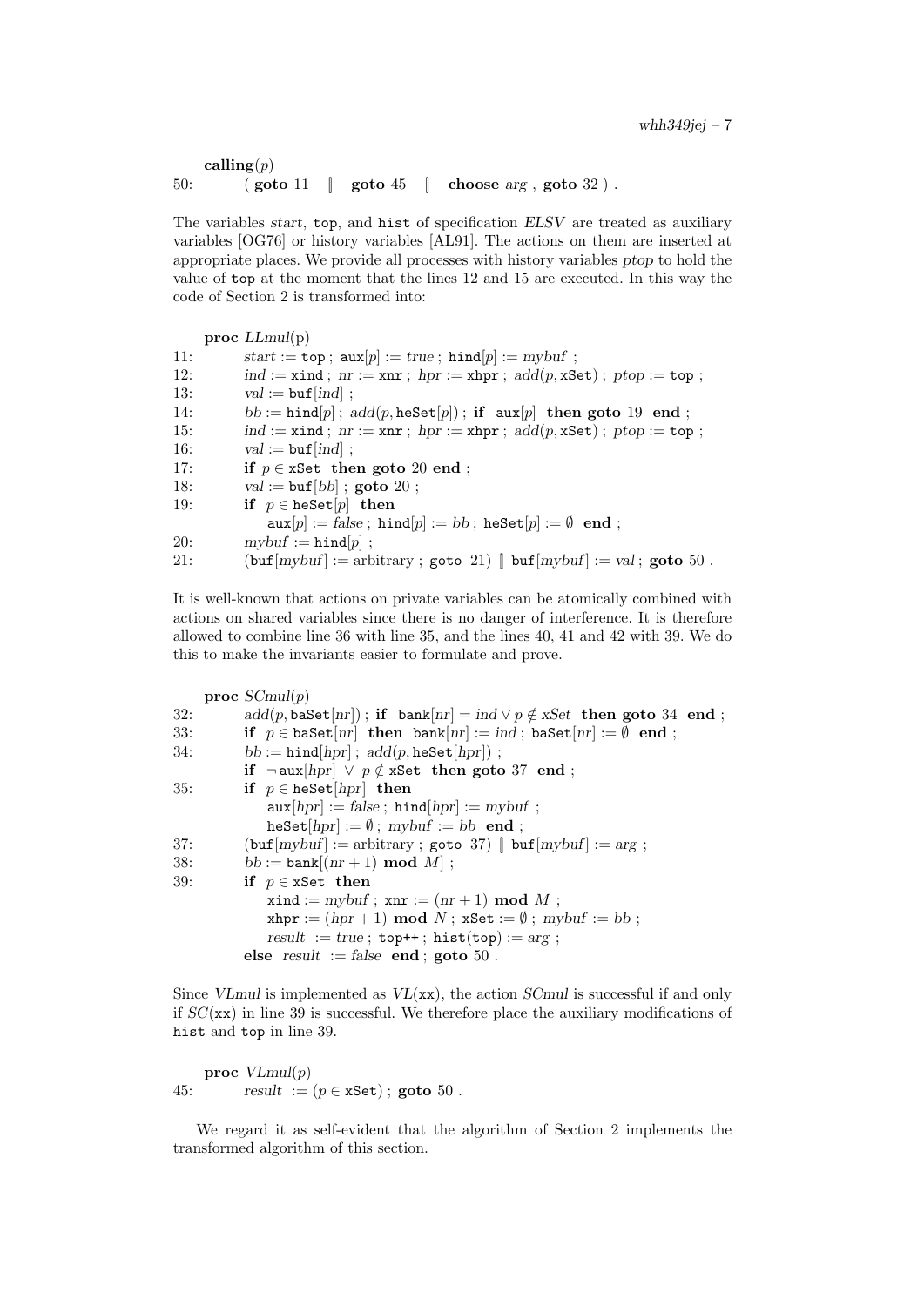```
    calling(p)
50:     ( goto 11  [] goto 45  [] choose arg , goto 32 ) .
```

The variables *start*, top, and hist of specification *ELSV* are treated as auxiliary variables [OG76] or history variables [AL91]. The actions on them are inserted at appropriate places. We provide all processes with history variables *ptop* to hold the value of top at the moment that the lines 12 and 15 are executed. In this way the code of Section 2 is transformed into:

```
    proc LLmul(p)
11:     start := top ; aux[p] := true ; hind[p] := mybuf ;
12:     ind := xind ; nr := xnr ; hpr := xhpr ; add(p, xSet) ; ptop := top ;
13:     val := buf[ind] ;
14:     bb := hind[p] ; add(p, heSet[p]) ; if aux[p] then goto 19 end ;
15:     ind := xind ; nr := xnr ; hpr := xhpr ; add(p, xSet) ; ptop := top ;
16:     val := buf[ind] ;
17:     if p ∈ xSet then goto 20 end ;
18:     val := buf[bb] ; goto 20 ;
19:     if p ∈ heSet[p] then
            aux[p] := false ; hind[p] := bb ; heSet[p] := ∅ end ;
20:     mybuf := hind[p] ;
21:     (buf[mybuf] := arbitrary ; goto 21) [] buf[mybuf] := val ; goto 50 .
```

It is well-known that actions on private variables can be atomically combined with actions on shared variables since there is no danger of interference. It is therefore allowed to combine line 36 with line 35, and the lines 40, 41 and 42 with 39. We do this to make the invariants easier to formulate and prove.

```
    proc SCmul(p)
32:     add(p, baSet[nr]) ; if bank[nr] = ind ∨ p ∉ xSet then goto 34 end ;
33:     if p ∈ baSet[nr] then bank[nr] := ind ; baSet[nr] := ∅ end ;
34:     bb := hind[hpr] ; add(p, heSet[hpr]) ;
        if ¬aux[hpr] ∨ p ∉ xSet then goto 37 end ;
35:     if p ∈ heSet[hpr] then
            aux[hpr] := false ; hind[hpr] := mybuf ;
            heSet[hpr] := ∅ ; mybuf := bb end ;
37:     (buf[mybuf] := arbitrary ; goto 37) [] buf[mybuf] := arg ;
38:     bb := bank[(nr + 1) mod M] ;
39:     if p ∈ xSet then
            xind := mybuf ; xnr := (nr + 1) mod M ;
            xhpr := (hpr + 1) mod N ; xSet := ∅ ; mybuf := bb ;
            result := true ; top++ ; hist(top) := arg ;
        else result := false end ; goto 50 .
```

Since *VLmul* is implemented as $VL$(xx), the action *SCmul* is successful if and only if $SC$(xx) in line 39 is successful. We therefore place the auxiliary modifications of hist and top in line 39.

```
    proc VLmul(p)
45:     result := (p ∈ xSet) ; goto 50 .
```

We regard it as self-evident that the algorithm of Section 2 implements the transformed algorithm of this section.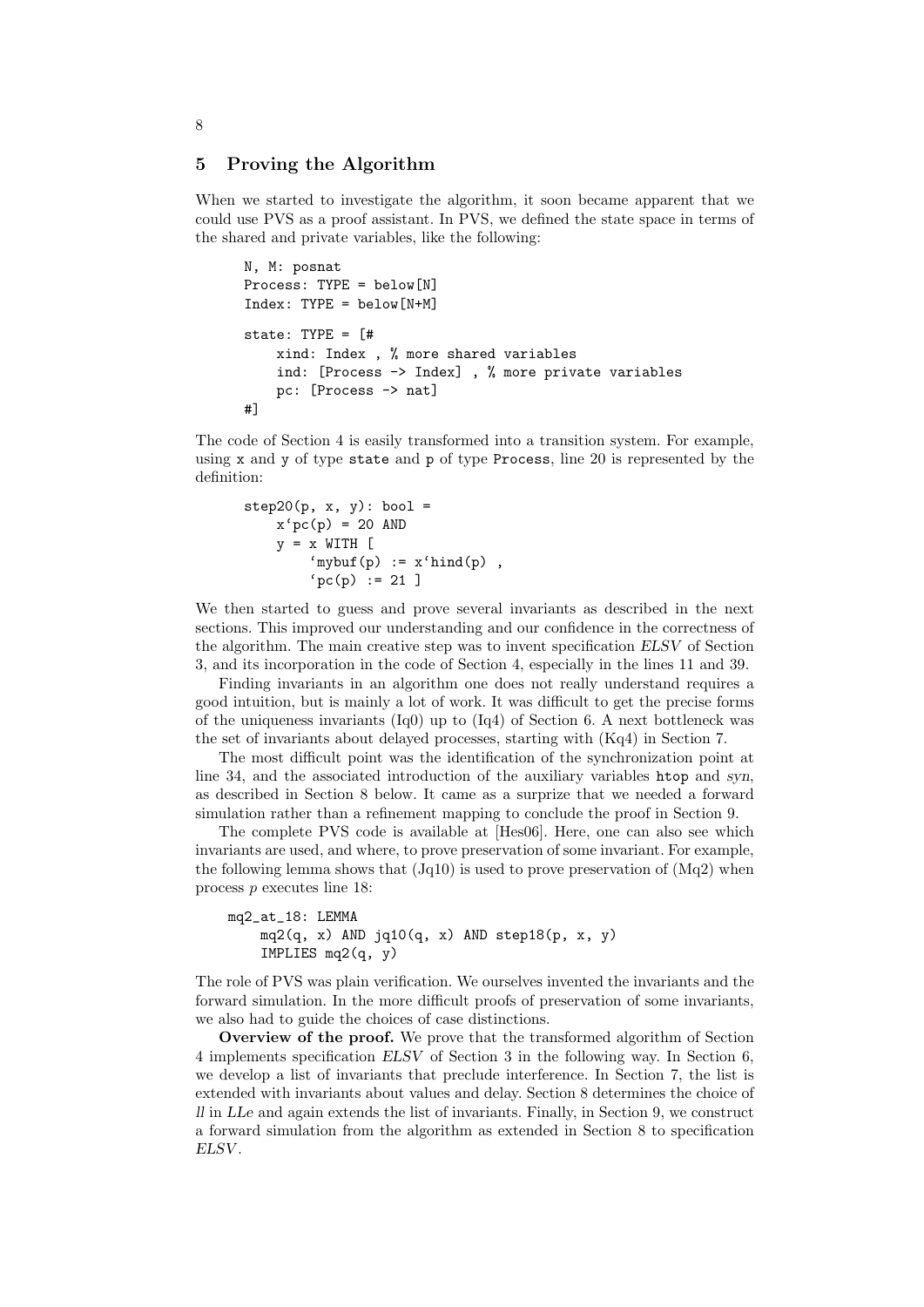## 5 Proving the Algorithm

When we started to investigate the algorithm, it soon became apparent that we could use PVS as a proof assistant. In PVS, we defined the state space in terms of the shared and private variables, like the following:

```
N, M: posnat
Process: TYPE = below[N]
Index: TYPE = below[N+M]

state: TYPE = [#
    xind: Index , % more shared variables
    ind: [Process -> Index] , % more private variables
    pc: [Process -> nat]
#]
```

The code of Section 4 is easily transformed into a transition system. For example, using x and y of type state and p of type Process, line 20 is represented by the definition:

```
step20(p, x, y): bool =
    x`pc(p) = 20 AND
    y = x WITH [
        `mybuf(p) := x`hind(p) ,
        `pc(p) := 21 ]
```

We then started to guess and prove several invariants as described in the next sections. This improved our understanding and our confidence in the correctness of the algorithm. The main creative step was to invent specification *ELSV* of Section 3, and its incorporation in the code of Section 4, especially in the lines 11 and 39.

Finding invariants in an algorithm one does not really understand requires a good intuition, but is mainly a lot of work. It was difficult to get the precise forms of the uniqueness invariants (Iq0) up to (Iq4) of Section 6. A next bottleneck was the set of invariants about delayed processes, starting with (Kq4) in Section 7.

The most difficult point was the identification of the synchronization point at line 34, and the associated introduction of the auxiliary variables htop and *syn*, as described in Section 8 below. It came as a surprize that we needed a forward simulation rather than a refinement mapping to conclude the proof in Section 9.

The complete PVS code is available at [Hes06]. Here, one can also see which invariants are used, and where, to prove preservation of some invariant. For example, the following lemma shows that (Jq10) is used to prove preservation of (Mq2) when process $p$ executes line 18:

```
mq2_at_18: LEMMA
    mq2(q, x) AND jq10(q, x) AND step18(p, x, y)
    IMPLIES mq2(q, y)
```

The role of PVS was plain verification. We ourselves invented the invariants and the forward simulation. In the more difficult proofs of preservation of some invariants, we also had to guide the choices of case distinctions.

**Overview of the proof.** We prove that the transformed algorithm of Section 4 implements specification *ELSV* of Section 3 in the following way. In Section 6, we develop a list of invariants that preclude interference. In Section 7, the list is extended with invariants about values and delay. Section 8 determines the choice of *ll* in *LLe* and again extends the list of invariants. Finally, in Section 9, we construct a forward simulation from the algorithm as extended in Section 8 to specification *ELSV*.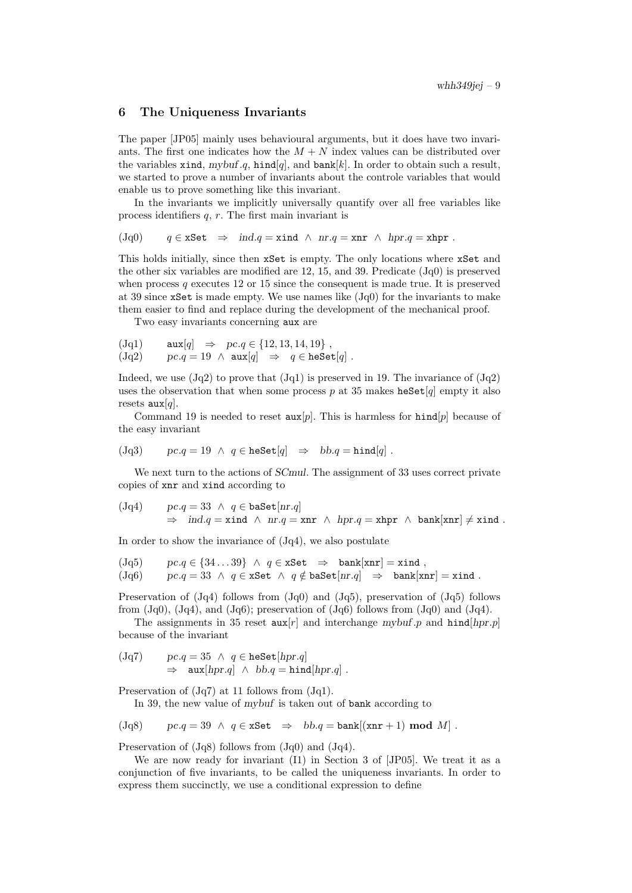## 6 The Uniqueness Invariants

The paper [JP05] mainly uses behavioural arguments, but it does have two invariants. The first one indicates how the $M + N$ index values can be distributed over the variables $\mathtt{xind}$, $mybuf.q$, $\mathtt{hind}[q]$, and $\mathtt{bank}[k]$. In order to obtain such a result, we started to prove a number of invariants about the controle variables that would enable us to prove something like this invariant.

In the invariants we implicitly universally quantify over all free variables like process identifiers $q$, $r$. The first main invariant is

$$\text{(Jq0)} \qquad q \in \mathtt{xSet} \;\Rightarrow\; ind.q = \mathtt{xind} \;\wedge\; nr.q = \mathtt{xnr} \;\wedge\; hpr.q = \mathtt{xhpr} \;.$$

This holds initially, since then $\mathtt{xSet}$ is empty. The only locations where $\mathtt{xSet}$ and the other six variables are modified are 12, 15, and 39. Predicate (Jq0) is preserved when process $q$ executes 12 or 15 since the consequent is made true. It is preserved at 39 since $\mathtt{xSet}$ is made empty. We use names like (Jq0) for the invariants to make them easier to find and replace during the development of the mechanical proof.

Two easy invariants concerning $\mathtt{aux}$ are

$$\text{(Jq1)} \qquad \mathtt{aux}[q] \;\Rightarrow\; pc.q \in \{12, 13, 14, 19\} \;,$$
$$\text{(Jq2)} \qquad pc.q = 19 \;\wedge\; \mathtt{aux}[q] \;\Rightarrow\; q \in \mathtt{heSet}[q] \;.$$

Indeed, we use (Jq2) to prove that (Jq1) is preserved in 19. The invariance of (Jq2) uses the observation that when some process $p$ at 35 makes $\mathtt{heSet}[q]$ empty it also resets $\mathtt{aux}[q]$.

Command 19 is needed to reset $\mathtt{aux}[p]$. This is harmless for $\mathtt{hind}[p]$ because of the easy invariant

$$\text{(Jq3)} \qquad pc.q = 19 \;\wedge\; q \in \mathtt{heSet}[q] \;\Rightarrow\; bb.q = \mathtt{hind}[q] \;.$$

We next turn to the actions of *SCmul*. The assignment of 33 uses correct private copies of $\mathtt{xnr}$ and $\mathtt{xind}$ according to

$$\text{(Jq4)} \qquad pc.q = 33 \;\wedge\; q \in \mathtt{baSet}[nr.q]$$
$$\Rightarrow\; ind.q = \mathtt{xind} \;\wedge\; nr.q = \mathtt{xnr} \;\wedge\; hpr.q = \mathtt{xhpr} \;\wedge\; \mathtt{bank}[\mathtt{xnr}] \neq \mathtt{xind} \;.$$

In order to show the invariance of (Jq4), we also postulate

$$\text{(Jq5)} \qquad pc.q \in \{34 \ldots 39\} \;\wedge\; q \in \mathtt{xSet} \;\Rightarrow\; \mathtt{bank}[\mathtt{xnr}] = \mathtt{xind} \;,$$
$$\text{(Jq6)} \qquad pc.q = 33 \;\wedge\; q \in \mathtt{xSet} \;\wedge\; q \notin \mathtt{baSet}[nr.q] \;\Rightarrow\; \mathtt{bank}[\mathtt{xnr}] = \mathtt{xind} \;.$$

Preservation of (Jq4) follows from (Jq0) and (Jq5), preservation of (Jq5) follows from (Jq0), (Jq4), and (Jq6); preservation of (Jq6) follows from (Jq0) and (Jq4).

The assignments in 35 reset $\mathtt{aux}[r]$ and interchange $mybuf.p$ and $\mathtt{hind}[hpr.p]$ because of the invariant

$$\text{(Jq7)} \qquad pc.q = 35 \;\wedge\; q \in \mathtt{heSet}[hpr.q]$$
$$\Rightarrow\; \mathtt{aux}[hpr.q] \;\wedge\; bb.q = \mathtt{hind}[hpr.q] \;.$$

Preservation of (Jq7) at 11 follows from (Jq1).

In 39, the new value of *mybuf* is taken out of $\mathtt{bank}$ according to

$$\text{(Jq8)} \qquad pc.q = 39 \;\wedge\; q \in \mathtt{xSet} \;\Rightarrow\; bb.q = \mathtt{bank}[(\mathtt{xnr} + 1) \;\mathbf{mod}\; M] \;.$$

Preservation of (Jq8) follows from (Jq0) and (Jq4).

We are now ready for invariant (I1) in Section 3 of [JP05]. We treat it as a conjunction of five invariants, to be called the uniqueness invariants. In order to express them succinctly, we use a conditional expression to define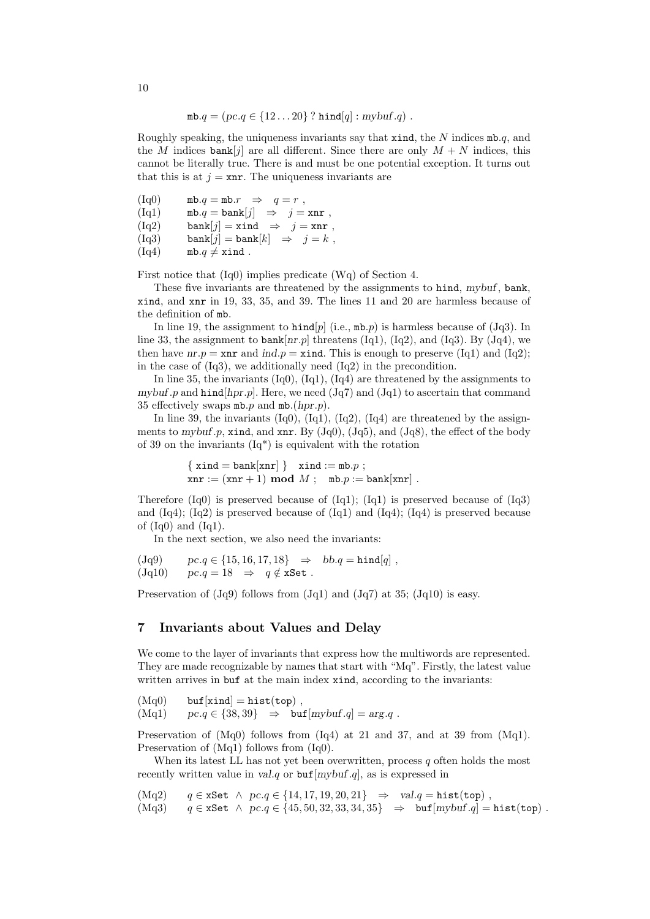$$\texttt{mb}.q = (pc.q \in \{12 \ldots 20\} \;?\; \texttt{hind}[q] : \mathit{mybuf}.q)\ .$$

Roughly speaking, the uniqueness invariants say that `xind`, the $N$ indices $\texttt{mb}.q$, and the $M$ indices $\texttt{bank}[j]$ are all different. Since there are only $M + N$ indices, this cannot be literally true. There is and must be one potential exception. It turns out that this is at $j = \texttt{xnr}$. The uniqueness invariants are

(Iq0) $\quad \texttt{mb}.q = \texttt{mb}.r \;\Rightarrow\; q = r$ ,
(Iq1) $\quad \texttt{mb}.q = \texttt{bank}[j] \;\Rightarrow\; j = \texttt{xnr}$ ,
(Iq2) $\quad \texttt{bank}[j] = \texttt{xind} \;\Rightarrow\; j = \texttt{xnr}$ ,
(Iq3) $\quad \texttt{bank}[j] = \texttt{bank}[k] \;\Rightarrow\; j = k$ ,
(Iq4) $\quad \texttt{mb}.q \neq \texttt{xind}$ .

First notice that (Iq0) implies predicate (Wq) of Section 4.

These five invariants are threatened by the assignments to `hind`, *mybuf*, `bank`, `xind`, and `xnr` in 19, 33, 35, and 39. The lines 11 and 20 are harmless because of the definition of `mb`.

In line 19, the assignment to $\texttt{hind}[p]$ (i.e., $\texttt{mb}.p$) is harmless because of (Jq3). In line 33, the assignment to $\texttt{bank}[nr.p]$ threatens (Iq1), (Iq2), and (Iq3). By (Jq4), we then have $nr.p = \texttt{xnr}$ and $ind.p = \texttt{xind}$. This is enough to preserve (Iq1) and (Iq2); in the case of (Iq3), we additionally need (Iq2) in the precondition.

In line 35, the invariants (Iq0), (Iq1), (Iq4) are threatened by the assignments to $\mathit{mybuf}.p$ and $\texttt{hind}[hpr.p]$. Here, we need (Jq7) and (Jq1) to ascertain that command 35 effectively swaps $\texttt{mb}.p$ and $\texttt{mb}.(hpr.p)$.

In line 39, the invariants (Iq0), (Iq1), (Iq2), (Iq4) are threatened by the assignments to $\mathit{mybuf}.p$, `xind`, and `xnr`. By (Jq0), (Jq5), and (Jq8), the effect of the body of 39 on the invariants (Iq*) is equivalent with the rotation

$$\{\ \texttt{xind} = \texttt{bank}[\texttt{xnr}]\ \}\quad \texttt{xind} := \texttt{mb}.p\ ;$$
$$\texttt{xnr} := (\texttt{xnr} + 1)\ \textbf{mod}\ M\ ;\quad \texttt{mb}.p := \texttt{bank}[\texttt{xnr}]\ .$$

Therefore (Iq0) is preserved because of (Iq1); (Iq1) is preserved because of (Iq3) and (Iq4); (Iq2) is preserved because of (Iq1) and (Iq4); (Iq4) is preserved because of (Iq0) and (Iq1).

In the next section, we also need the invariants:

(Jq9) $\quad pc.q \in \{15, 16, 17, 18\} \;\Rightarrow\; bb.q = \texttt{hind}[q]$ ,
(Jq10) $\quad pc.q = 18 \;\Rightarrow\; q \notin \texttt{xSet}$ .

Preservation of (Jq9) follows from (Jq1) and (Jq7) at 35; (Jq10) is easy.

## 7 Invariants about Values and Delay

We come to the layer of invariants that express how the multiwords are represented. They are made recognizable by names that start with "Mq". Firstly, the latest value written arrives in `buf` at the main index `xind`, according to the invariants:

(Mq0) $\quad \texttt{buf}[\texttt{xind}] = \texttt{hist}(\texttt{top})$ ,
(Mq1) $\quad pc.q \in \{38, 39\} \;\Rightarrow\; \texttt{buf}[\mathit{mybuf}.q] = arg.q$ .

Preservation of (Mq0) follows from (Iq4) at 21 and 37, and at 39 from (Mq1). Preservation of (Mq1) follows from (Iq0).

When its latest LL has not yet been overwritten, process $q$ often holds the most recently written value in $val.q$ or $\texttt{buf}[\mathit{mybuf}.q]$, as is expressed in

(Mq2) $\quad q \in \texttt{xSet} \;\wedge\; pc.q \in \{14, 17, 19, 20, 21\} \;\Rightarrow\; val.q = \texttt{hist}(\texttt{top})$ ,
(Mq3) $\quad q \in \texttt{xSet} \;\wedge\; pc.q \in \{45, 50, 32, 33, 34, 35\} \;\Rightarrow\; \texttt{buf}[\mathit{mybuf}.q] = \texttt{hist}(\texttt{top})$ .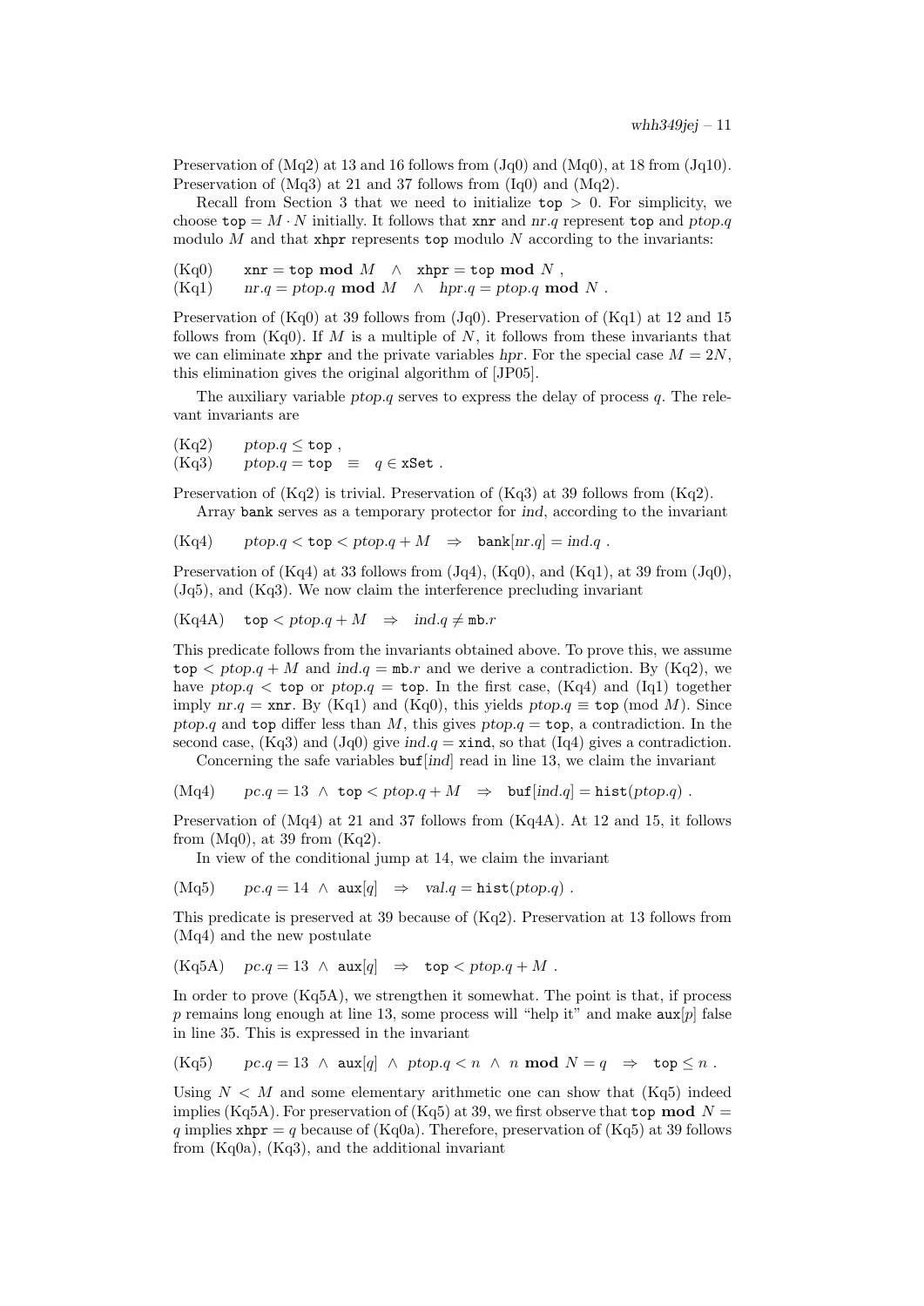Preservation of (Mq2) at 13 and 16 follows from (Jq0) and (Mq0), at 18 from (Jq10). Preservation of (Mq3) at 21 and 37 follows from (Iq0) and (Mq2).

Recall from Section 3 that we need to initialize $\mathtt{top} > 0$. For simplicity, we choose $\mathtt{top} = M \cdot N$ initially. It follows that $\mathtt{xnr}$ and $nr.q$ represent $\mathtt{top}$ and $ptop.q$ modulo $M$ and that $\mathtt{xhpr}$ represents $\mathtt{top}$ modulo $N$ according to the invariants:

(Kq0) $\quad \mathtt{xnr} = \mathtt{top} \textbf{ mod } M \quad \wedge \quad \mathtt{xhpr} = \mathtt{top} \textbf{ mod } N$ ,
(Kq1) $\quad nr.q = ptop.q \textbf{ mod } M \quad \wedge \quad hpr.q = ptop.q \textbf{ mod } N$ .

Preservation of (Kq0) at 39 follows from (Jq0). Preservation of (Kq1) at 12 and 15 follows from (Kq0). If $M$ is a multiple of $N$, it follows from these invariants that we can eliminate $\mathtt{xhpr}$ and the private variables $hpr$. For the special case $M = 2N$, this elimination gives the original algorithm of [JP05].

The auxiliary variable $ptop.q$ serves to express the delay of process $q$. The relevant invariants are

(Kq2) $\quad ptop.q \leq \mathtt{top}$ ,
(Kq3) $\quad ptop.q = \mathtt{top} \quad \equiv \quad q \in \mathtt{xSet}$ .

Preservation of (Kq2) is trivial. Preservation of (Kq3) at 39 follows from (Kq2).

Array $\mathtt{bank}$ serves as a temporary protector for $ind$, according to the invariant

(Kq4) $\quad ptop.q < \mathtt{top} < ptop.q + M \quad \Rightarrow \quad \mathtt{bank}[nr.q] = ind.q$ .

Preservation of (Kq4) at 33 follows from (Jq4), (Kq0), and (Kq1), at 39 from (Jq0), (Jq5), and (Kq3). We now claim the interference precluding invariant

(Kq4A) $\quad \mathtt{top} < ptop.q + M \quad \Rightarrow \quad ind.q \neq \mathtt{mb}.r$

This predicate follows from the invariants obtained above. To prove this, we assume $\mathtt{top} < ptop.q + M$ and $ind.q = \mathtt{mb}.r$ and we derive a contradiction. By (Kq2), we have $ptop.q < \mathtt{top}$ or $ptop.q = \mathtt{top}$. In the first case, (Kq4) and (Iq1) together imply $nr.q = \mathtt{xnr}$. By (Kq1) and (Kq0), this yields $ptop.q \equiv \mathtt{top} \pmod{M}$. Since $ptop.q$ and $\mathtt{top}$ differ less than $M$, this gives $ptop.q = \mathtt{top}$, a contradiction. In the second case, (Kq3) and (Jq0) give $ind.q = \mathtt{xind}$, so that (Iq4) gives a contradiction.

Concerning the safe variables $\mathtt{buf}[ind]$ read in line 13, we claim the invariant

(Mq4) $\quad pc.q = 13 \ \wedge \ \mathtt{top} < ptop.q + M \quad \Rightarrow \quad \mathtt{buf}[ind.q] = \mathtt{hist}(ptop.q)$ .

Preservation of (Mq4) at 21 and 37 follows from (Kq4A). At 12 and 15, it follows from (Mq0), at 39 from (Kq2).

In view of the conditional jump at 14, we claim the invariant

(Mq5) $\quad pc.q = 14 \ \wedge \ \mathtt{aux}[q] \quad \Rightarrow \quad val.q = \mathtt{hist}(ptop.q)$ .

This predicate is preserved at 39 because of (Kq2). Preservation at 13 follows from (Mq4) and the new postulate

(Kq5A) $\quad pc.q = 13 \ \wedge \ \mathtt{aux}[q] \quad \Rightarrow \quad \mathtt{top} < ptop.q + M$ .

In order to prove (Kq5A), we strengthen it somewhat. The point is that, if process $p$ remains long enough at line 13, some process will "help it" and make $\mathtt{aux}[p]$ false in line 35. This is expressed in the invariant

(Kq5) $\quad pc.q = 13 \ \wedge \ \mathtt{aux}[q] \ \wedge \ ptop.q < n \ \wedge \ n \textbf{ mod } N = q \quad \Rightarrow \quad \mathtt{top} \leq n$ .

Using $N < M$ and some elementary arithmetic one can show that (Kq5) indeed implies (Kq5A). For preservation of (Kq5) at 39, we first observe that $\mathtt{top} \textbf{ mod } N = q$ implies $\mathtt{xhpr} = q$ because of (Kq0a). Therefore, preservation of (Kq5) at 39 follows from (Kq0a), (Kq3), and the additional invariant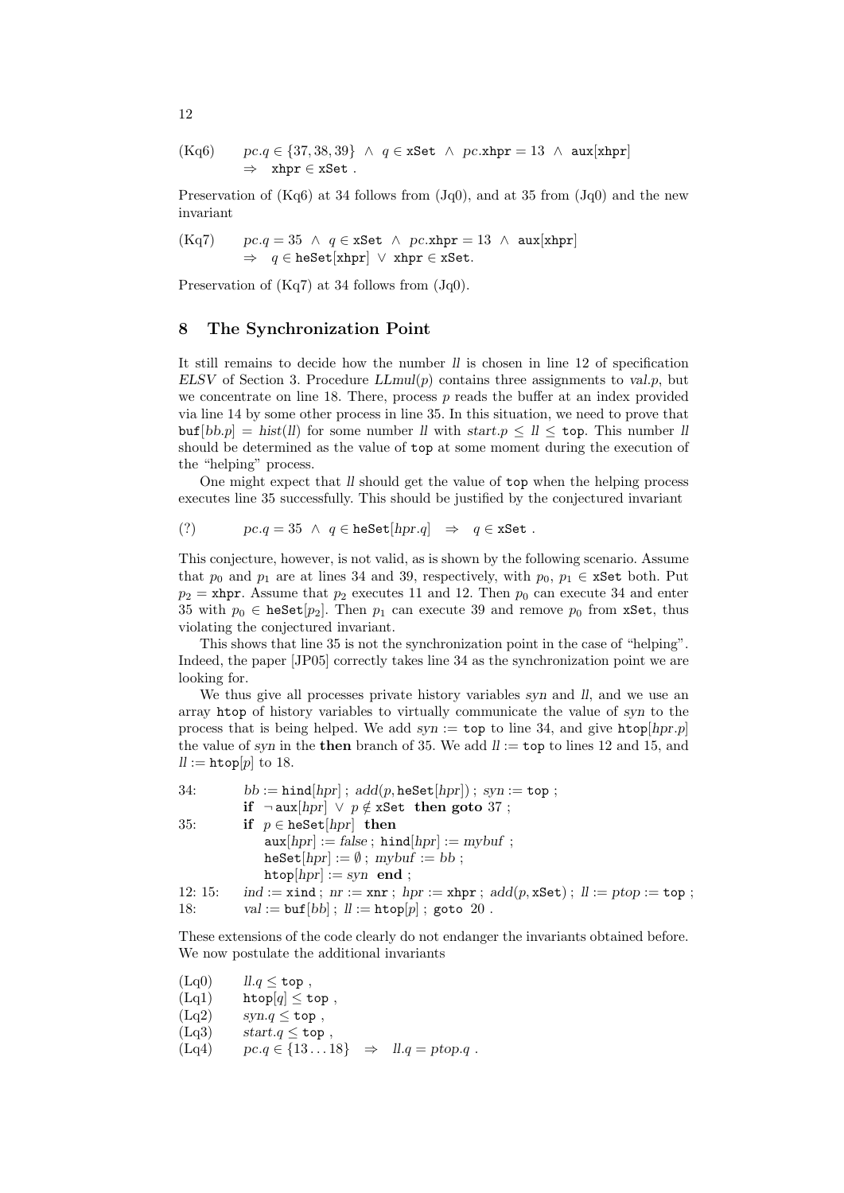(Kq6) $pc.q \in \{37, 38, 39\} \ \wedge \ q \in \mathtt{xSet} \ \wedge \ pc.\mathtt{xhpr} = 13 \ \wedge \ \mathtt{aux}[\mathtt{xhpr}]$
$\Rightarrow \ \ \mathtt{xhpr} \in \mathtt{xSet}$ .

Preservation of (Kq6) at 34 follows from (Jq0), and at 35 from (Jq0) and the new invariant

(Kq7) $pc.q = 35 \ \wedge \ q \in \mathtt{xSet} \ \wedge \ pc.\mathtt{xhpr} = 13 \ \wedge \ \mathtt{aux}[\mathtt{xhpr}]$
$\Rightarrow \ \ q \in \mathtt{heSet}[\mathtt{xhpr}] \ \vee \ \mathtt{xhpr} \in \mathtt{xSet}$.

Preservation of (Kq7) at 34 follows from (Jq0).

## 8 The Synchronization Point

It still remains to decide how the number *ll* is chosen in line 12 of specification *ELSV* of Section 3. Procedure *LLmul*($p$) contains three assignments to *val*.$p$, but we concentrate on line 18. There, process $p$ reads the buffer at an index provided via line 14 by some other process in line 35. In this situation, we need to prove that $\mathtt{buf}[bb.p] = hist(ll)$ for some number *ll* with $start.p \leq ll \leq \mathtt{top}$. This number *ll* should be determined as the value of `top` at some moment during the execution of the "helping" process.

One might expect that *ll* should get the value of `top` when the helping process executes line 35 successfully. This should be justified by the conjectured invariant

(?) $pc.q = 35 \ \wedge \ q \in \mathtt{heSet}[hpr.q] \ \ \Rightarrow \ \ q \in \mathtt{xSet}$ .

This conjecture, however, is not valid, as is shown by the following scenario. Assume that $p_0$ and $p_1$ are at lines 34 and 39, respectively, with $p_0$, $p_1 \in \mathtt{xSet}$ both. Put $p_2 = \mathtt{xhpr}$. Assume that $p_2$ executes 11 and 12. Then $p_0$ can execute 34 and enter 35 with $p_0 \in \mathtt{heSet}[p_2]$. Then $p_1$ can execute 39 and remove $p_0$ from `xSet`, thus violating the conjectured invariant.

This shows that line 35 is not the synchronization point in the case of "helping". Indeed, the paper [JP05] correctly takes line 34 as the synchronization point we are looking for.

We thus give all processes private history variables *syn* and *ll*, and we use an array `htop` of history variables to virtually communicate the value of *syn* to the process that is being helped. We add $syn := \mathtt{top}$ to line 34, and give $\mathtt{htop}[hpr.p]$ the value of *syn* in the **then** branch of 35. We add $ll := \mathtt{top}$ to lines 12 and 15, and $ll := \mathtt{htop}[p]$ to 18.

```
34:      bb := hind[hpr] ; add(p, heSet[hpr]) ; syn := top ;
         if ¬ aux[hpr] ∨ p ∉ xSet  then goto 37 ;
35:      if  p ∈ heSet[hpr]  then
             aux[hpr] := false ; hind[hpr] := mybuf ;
             heSet[hpr] := ∅ ; mybuf := bb ;
             htop[hpr] := syn  end ;
12: 15:  ind := xind ; nr := xnr ; hpr := xhpr ; add(p, xSet) ; ll := ptop := top ;
18:      val := buf[bb] ; ll := htop[p] ; goto 20 .
```

These extensions of the code clearly do not endanger the invariants obtained before. We now postulate the additional invariants

(Lq0) $ll.q \leq \mathtt{top}$ ,
(Lq1) $\mathtt{htop}[q] \leq \mathtt{top}$ ,
(Lq2) $syn.q \leq \mathtt{top}$ ,
(Lq3) $start.q \leq \mathtt{top}$ ,
(Lq4) $pc.q \in \{13 \dots 18\} \ \ \Rightarrow \ \ ll.q = ptop.q$ .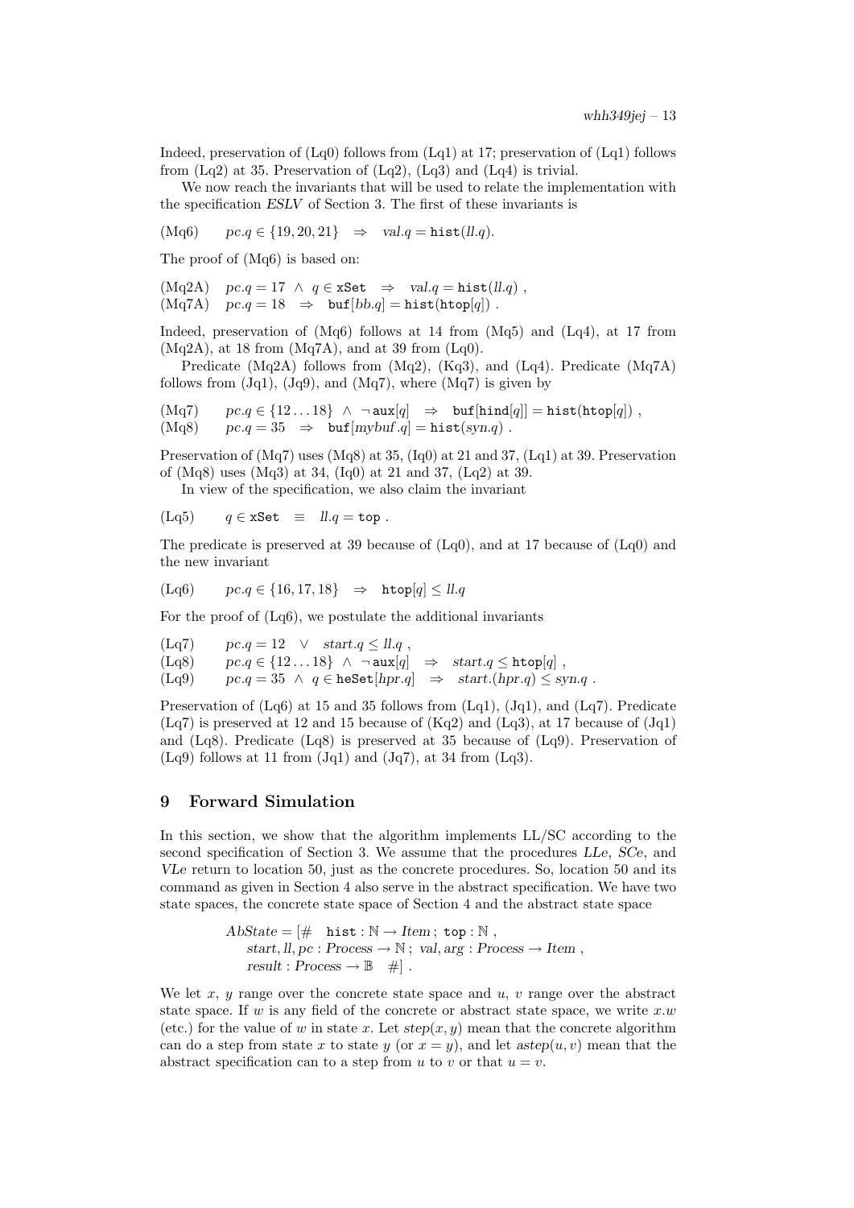Indeed, preservation of (Lq0) follows from (Lq1) at 17; preservation of (Lq1) follows from (Lq2) at 35. Preservation of (Lq2), (Lq3) and (Lq4) is trivial.

We now reach the invariants that will be used to relate the implementation with the specification *ESLV* of Section 3. The first of these invariants is

(Mq6) $\quad pc.q \in \{19, 20, 21\} \;\Rightarrow\; val.q = \mathtt{hist}(ll.q)$.

The proof of (Mq6) is based on:

(Mq2A) $\quad pc.q = 17 \;\wedge\; q \in \mathtt{xSet} \;\Rightarrow\; val.q = \mathtt{hist}(ll.q)$ ,
(Mq7A) $\quad pc.q = 18 \;\Rightarrow\; \mathtt{buf}[bb.q] = \mathtt{hist}(\mathtt{htop}[q])$ .

Indeed, preservation of (Mq6) follows at 14 from (Mq5) and (Lq4), at 17 from (Mq2A), at 18 from (Mq7A), and at 39 from (Lq0).

Predicate (Mq2A) follows from (Mq2), (Kq3), and (Lq4). Predicate (Mq7A) follows from (Jq1), (Jq9), and (Mq7), where (Mq7) is given by

(Mq7) $\quad pc.q \in \{12 \ldots 18\} \;\wedge\; \neg\,\mathtt{aux}[q] \;\Rightarrow\; \mathtt{buf}[\mathtt{hind}[q]] = \mathtt{hist}(\mathtt{htop}[q])$ ,
(Mq8) $\quad pc.q = 35 \;\Rightarrow\; \mathtt{buf}[mybuf.q] = \mathtt{hist}(syn.q)$ .

Preservation of (Mq7) uses (Mq8) at 35, (Iq0) at 21 and 37, (Lq1) at 39. Preservation of (Mq8) uses (Mq3) at 34, (Iq0) at 21 and 37, (Lq2) at 39.

In view of the specification, we also claim the invariant

(Lq5) $\quad q \in \mathtt{xSet} \;\equiv\; ll.q = \mathtt{top}$ .

The predicate is preserved at 39 because of (Lq0), and at 17 because of (Lq0) and the new invariant

(Lq6) $\quad pc.q \in \{16, 17, 18\} \;\Rightarrow\; \mathtt{htop}[q] \leq ll.q$

For the proof of (Lq6), we postulate the additional invariants

(Lq7) $\quad pc.q = 12 \;\vee\; start.q \leq ll.q$ ,
(Lq8) $\quad pc.q \in \{12 \ldots 18\} \;\wedge\; \neg\,\mathtt{aux}[q] \;\Rightarrow\; start.q \leq \mathtt{htop}[q]$ ,
(Lq9) $\quad pc.q = 35 \;\wedge\; q \in \mathtt{heSet}[hpr.q] \;\Rightarrow\; start.(hpr.q) \leq syn.q$ .

Preservation of (Lq6) at 15 and 35 follows from (Lq1), (Jq1), and (Lq7). Predicate (Lq7) is preserved at 12 and 15 because of (Kq2) and (Lq3), at 17 because of (Jq1) and (Lq8). Predicate (Lq8) is preserved at 35 because of (Lq9). Preservation of (Lq9) follows at 11 from (Jq1) and (Jq7), at 34 from (Lq3).

## 9 Forward Simulation

In this section, we show that the algorithm implements LL/SC according to the second specification of Section 3. We assume that the procedures *LLe*, *SCe*, and *VLe* return to location 50, just as the concrete procedures. So, location 50 and its command as given in Section 4 also serve in the abstract specification. We have two state spaces, the concrete state space of Section 4 and the abstract state space

$$AbState = [\#\;\; \mathtt{hist} : \mathbb{N} \to Item\,;\; \mathtt{top} : \mathbb{N}\,,\; start, ll, pc : Process \to \mathbb{N}\,;\; val, arg : Process \to Item\,,\; result : Process \to \mathbb{B}\;\; \#]\,.$$

We let $x$, $y$ range over the concrete state space and $u$, $v$ range over the abstract state space. If $w$ is any field of the concrete or abstract state space, we write $x.w$ (etc.) for the value of $w$ in state $x$. Let $step(x, y)$ mean that the concrete algorithm can do a step from state $x$ to state $y$ (or $x = y$), and let $astep(u, v)$ mean that the abstract specification can to a step from $u$ to $v$ or that $u = v$.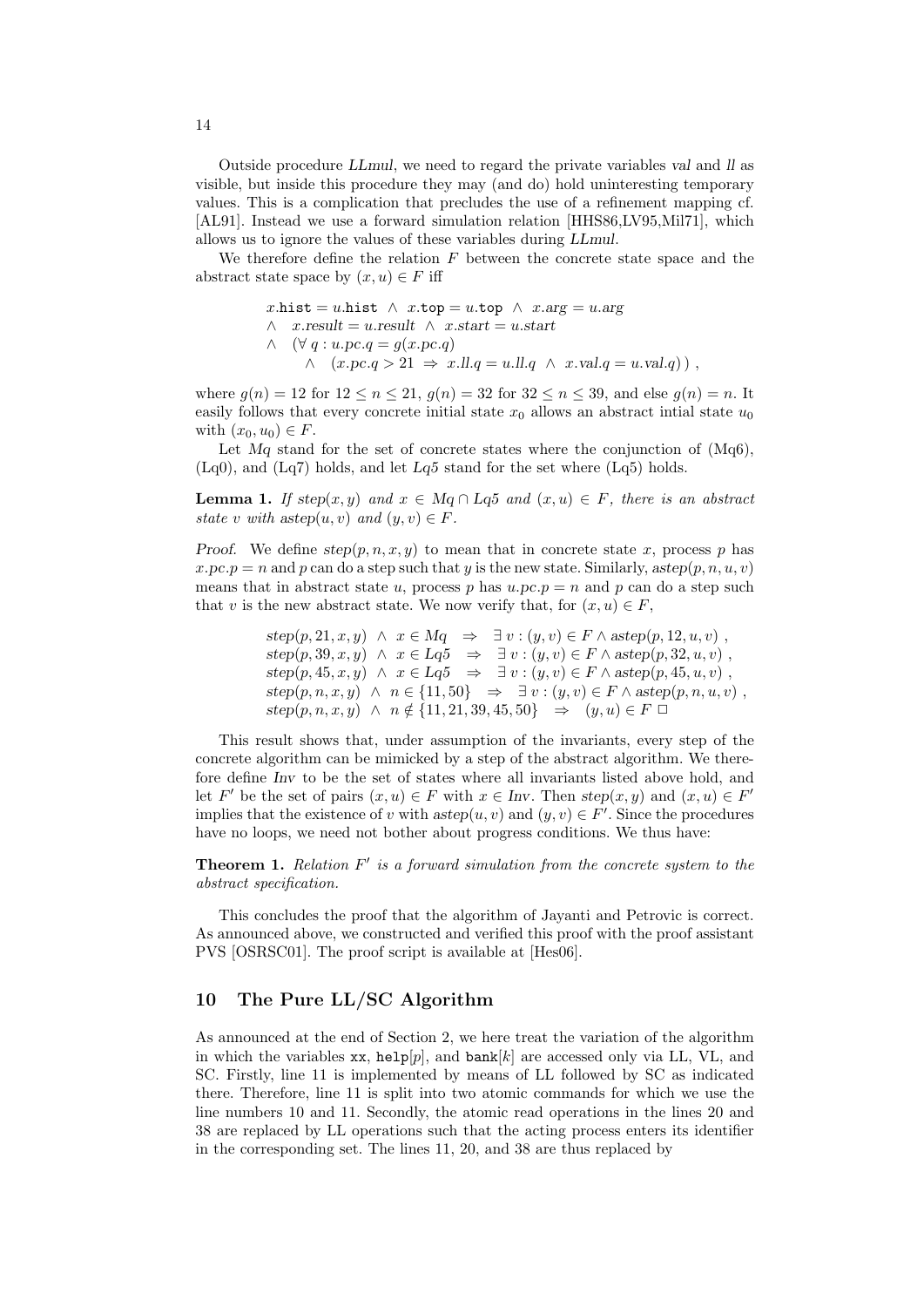Outside procedure *LLmul*, we need to regard the private variables *val* and *ll* as visible, but inside this procedure they may (and do) hold uninteresting temporary values. This is a complication that precludes the use of a refinement mapping cf. [AL91]. Instead we use a forward simulation relation [HHS86,LV95,Mil71], which allows us to ignore the values of these variables during *LLmul*.

We therefore define the relation $F$ between the concrete state space and the abstract state space by $(x, u) \in F$ iff

$$
\begin{aligned}
& x.\mathtt{hist} = u.\mathtt{hist} \ \wedge \ x.\mathtt{top} = u.\mathtt{top} \ \wedge \ x.arg = u.arg \\
\wedge \ \ & x.result = u.result \ \wedge \ x.start = u.start \\
\wedge \ \ & (\forall\, q : u.pc.q = g(x.pc.q) \\
& \quad \wedge \ \ (x.pc.q > 21 \ \Rightarrow \ x.ll.q = u.ll.q \ \wedge \ x.val.q = u.val.q)) \ ,
\end{aligned}
$$

where $g(n) = 12$ for $12 \leq n \leq 21$, $g(n) = 32$ for $32 \leq n \leq 39$, and else $g(n) = n$. It easily follows that every concrete initial state $x_0$ allows an abstract intial state $u_0$ with $(x_0, u_0) \in F$.

Let *Mq* stand for the set of concrete states where the conjunction of (Mq6), (Lq0), and (Lq7) holds, and let *Lq5* stand for the set where (Lq5) holds.

**Lemma 1.** *If step$(x, y)$ and $x \in Mq \cap Lq5$ and $(x, u) \in F$, there is an abstract state $v$ with astep$(u, v)$ and $(y, v) \in F$.*

*Proof.* We define $step(p, n, x, y)$ to mean that in concrete state $x$, process $p$ has $x.pc.p = n$ and $p$ can do a step such that $y$ is the new state. Similarly, $astep(p, n, u, v)$ means that in abstract state $u$, process $p$ has $u.pc.p = n$ and $p$ can do a step such that $v$ is the new abstract state. We now verify that, for $(x, u) \in F$,

$$
\begin{aligned}
& step(p, 21, x, y) \ \wedge \ x \in Mq \quad \Rightarrow \quad \exists\, v : (y, v) \in F \wedge astep(p, 12, u, v) \ , \\
& step(p, 39, x, y) \ \wedge \ x \in Lq5 \quad \Rightarrow \quad \exists\, v : (y, v) \in F \wedge astep(p, 32, u, v) \ , \\
& step(p, 45, x, y) \ \wedge \ x \in Lq5 \quad \Rightarrow \quad \exists\, v : (y, v) \in F \wedge astep(p, 45, u, v) \ , \\
& step(p, n, x, y) \ \wedge \ n \in \{11, 50\} \quad \Rightarrow \quad \exists\, v : (y, v) \in F \wedge astep(p, n, u, v) \ , \\
& step(p, n, x, y) \ \wedge \ n \notin \{11, 21, 39, 45, 50\} \quad \Rightarrow \quad (y, u) \in F \ \square
\end{aligned}
$$

This result shows that, under assumption of the invariants, every step of the concrete algorithm can be mimicked by a step of the abstract algorithm. We therefore define *Inv* to be the set of states where all invariants listed above hold, and let $F'$ be the set of pairs $(x, u) \in F$ with $x \in Inv$. Then $step(x, y)$ and $(x, u) \in F'$ implies that the existence of $v$ with $astep(u, v)$ and $(y, v) \in F'$. Since the procedures have no loops, we need not bother about progress conditions. We thus have:

**Theorem 1.** *Relation $F'$ is a forward simulation from the concrete system to the abstract specification.*

This concludes the proof that the algorithm of Jayanti and Petrovic is correct. As announced above, we constructed and verified this proof with the proof assistant PVS [OSRSC01]. The proof script is available at [Hes06].

## 10 The Pure LL/SC Algorithm

As announced at the end of Section 2, we here treat the variation of the algorithm in which the variables `xx`, `help`$[p]$, and `bank`$[k]$ are accessed only via LL, VL, and SC. Firstly, line 11 is implemented by means of LL followed by SC as indicated there. Therefore, line 11 is split into two atomic commands for which we use the line numbers 10 and 11. Secondly, the atomic read operations in the lines 20 and 38 are replaced by LL operations such that the acting process enters its identifier in the corresponding set. The lines 11, 20, and 38 are thus replaced by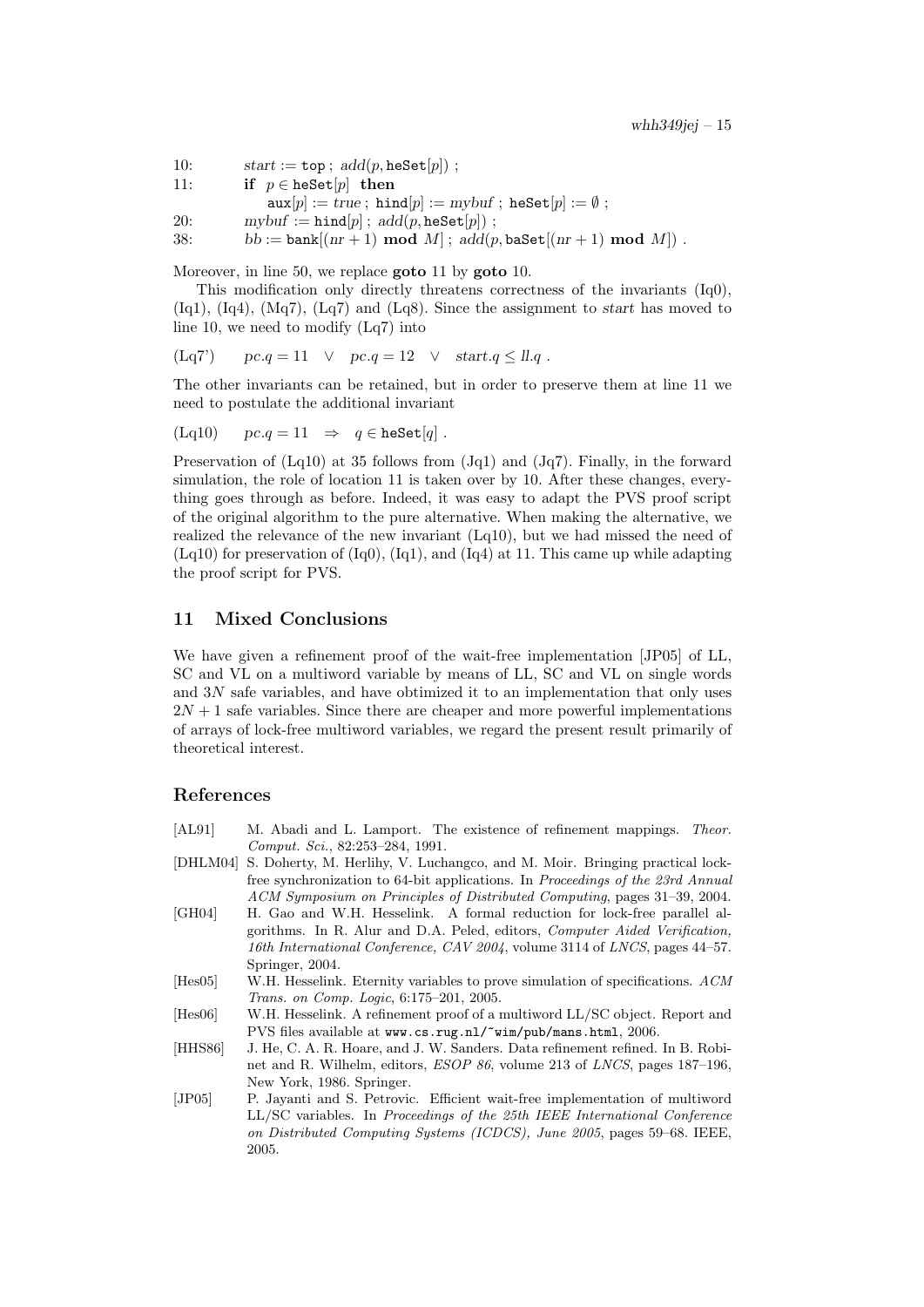10: $\quad start := \mathtt{top}\,;\ add(p, \mathtt{heSet}[p])\ ;$
11: $\quad$ **if** $\ p \in \mathtt{heSet}[p]$ **then**
$\qquad \mathtt{aux}[p] := true\,;\ \mathtt{hind}[p] := mybuf\ ;\ \mathtt{heSet}[p] := \emptyset\ ;$
20: $\quad mybuf := \mathtt{hind}[p]\,;\ add(p, \mathtt{heSet}[p])\ ;$
38: $\quad bb := \mathtt{bank}[(nr+1) \ \mathbf{mod}\ M]\,;\ add(p, \mathtt{baSet}[(nr+1)\ \mathbf{mod}\ M])\ .$

Moreover, in line 50, we replace **goto** 11 by **goto** 10.

This modification only directly threatens correctness of the invariants (Iq0), (Iq1), (Iq4), (Mq7), (Lq7) and (Lq8). Since the assignment to *start* has moved to line 10, we need to modify (Lq7) into

(Lq7') $\quad pc.q = 11 \quad \vee \quad pc.q = 12 \quad \vee \quad start.q \leq ll.q\ .$

The other invariants can be retained, but in order to preserve them at line 11 we need to postulate the additional invariant

(Lq10) $\quad pc.q = 11 \quad \Rightarrow \quad q \in \mathtt{heSet}[q]\ .$

Preservation of (Lq10) at 35 follows from (Jq1) and (Jq7). Finally, in the forward simulation, the role of location 11 is taken over by 10. After these changes, everything goes through as before. Indeed, it was easy to adapt the PVS proof script of the original algorithm to the pure alternative. When making the alternative, we realized the relevance of the new invariant (Lq10), but we had missed the need of (Lq10) for preservation of (Iq0), (Iq1), and (Iq4) at 11. This came up while adapting the proof script for PVS.

## 11 Mixed Conclusions

We have given a refinement proof of the wait-free implementation [JP05] of LL, SC and VL on a multiword variable by means of LL, SC and VL on single words and $3N$ safe variables, and have obtimized it to an implementation that only uses $2N+1$ safe variables. Since there are cheaper and more powerful implementations of arrays of lock-free multiword variables, we regard the present result primarily of theoretical interest.

## References

[AL91] M. Abadi and L. Lamport. The existence of refinement mappings. *Theor. Comput. Sci.*, 82:253–284, 1991.

[DHLM04] S. Doherty, M. Herlihy, V. Luchangco, and M. Moir. Bringing practical lock-free synchronization to 64-bit applications. In *Proceedings of the 23rd Annual ACM Symposium on Principles of Distributed Computing*, pages 31–39, 2004.

[GH04] H. Gao and W.H. Hesselink. A formal reduction for lock-free parallel algorithms. In R. Alur and D.A. Peled, editors, *Computer Aided Verification, 16th International Conference, CAV 2004*, volume 3114 of *LNCS*, pages 44–57. Springer, 2004.

[Hes05] W.H. Hesselink. Eternity variables to prove simulation of specifications. *ACM Trans. on Comp. Logic*, 6:175–201, 2005.

[Hes06] W.H. Hesselink. A refinement proof of a multiword LL/SC object. Report and PVS files available at www.cs.rug.nl/~wim/pub/mans.html, 2006.

[HHS86] J. He, C. A. R. Hoare, and J. W. Sanders. Data refinement refined. In B. Robinet and R. Wilhelm, editors, *ESOP 86*, volume 213 of *LNCS*, pages 187–196, New York, 1986. Springer.

[JP05] P. Jayanti and S. Petrovic. Efficient wait-free implementation of multiword LL/SC variables. In *Proceedings of the 25th IEEE International Conference on Distributed Computing Systems (ICDCS), June 2005*, pages 59–68. IEEE, 2005.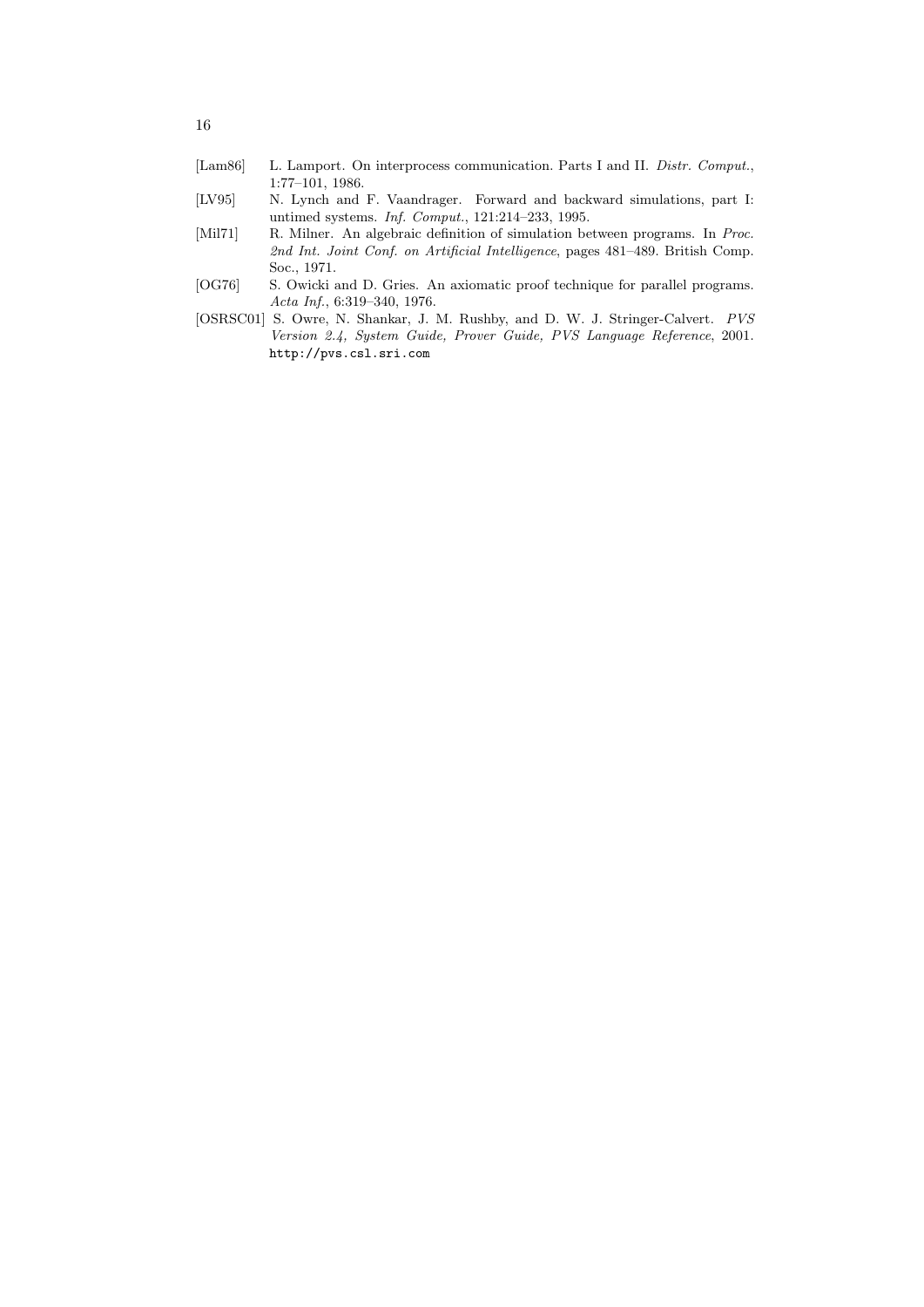[Lam86] L. Lamport. On interprocess communication. Parts I and II. *Distr. Comput.*, 1:77–101, 1986.

[LV95] N. Lynch and F. Vaandrager. Forward and backward simulations, part I: untimed systems. *Inf. Comput.*, 121:214–233, 1995.

[Mil71] R. Milner. An algebraic definition of simulation between programs. In *Proc. 2nd Int. Joint Conf. on Artificial Intelligence*, pages 481–489. British Comp. Soc., 1971.

[OG76] S. Owicki and D. Gries. An axiomatic proof technique for parallel programs. *Acta Inf.*, 6:319–340, 1976.

[OSRSC01] S. Owre, N. Shankar, J. M. Rushby, and D. W. J. Stringer-Calvert. *PVS Version 2.4, System Guide, Prover Guide, PVS Language Reference*, 2001. `http://pvs.csl.sri.com`